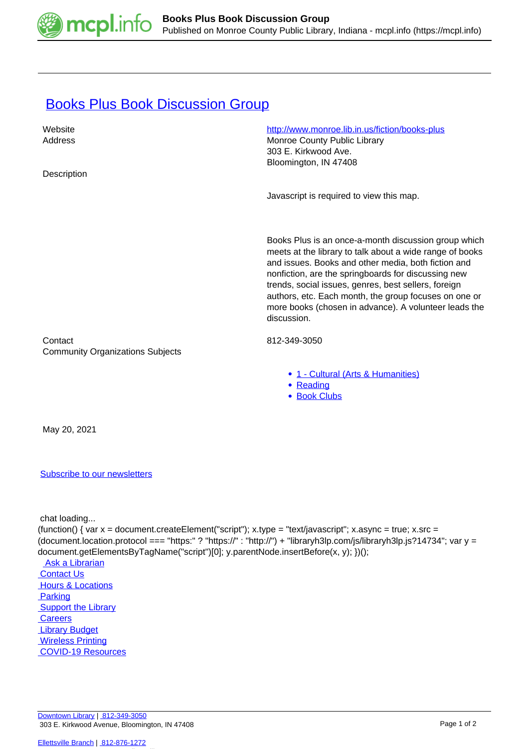# Books Plus Book Discussion Group

| | |
|---|---|
| Website | http://www.monroe.lib.in.us/fiction/books-plus |
| Address | Monroe County Public Library<br>303 E. Kirkwood Ave.<br>Bloomington, IN 47408 |
| Description | Javascript is required to view this map.<br><br>Books Plus is an once-a-month discussion group which meets at the library to talk about a wide range of books and issues. Books and other media, both fiction and nonfiction, are the springboards for discussing new trends, social issues, genres, best sellers, foreign authors, etc. Each month, the group focuses on one or more books (chosen in advance). A volunteer leads the discussion. |
| Contact | 812-349-3050 |
| Community Organizations Subjects | • 1 - Cultural (Arts & Humanities)<br>• Reading<br>• Book Clubs |

May 20, 2021

Subscribe to our newsletters

chat loading...

```
(function() { var x = document.createElement("script"); x.type = "text/javascript"; x.async = true; x.src = (document.location.protocol === "https:" ? "https://" : "http://") + "libraryh3lp.com/js/libraryh3lp.js?14734"; var y = document.getElementsByTagName("script")[0]; y.parentNode.insertBefore(x, y); })();
```

- Ask a Librarian
- Contact Us
- Hours & Locations
- Parking
- Support the Library
- Careers
- Library Budget
- Wireless Printing
- COVID-19 Resources

Downtown Library | 812-349-3050
303 E. Kirkwood Avenue, Bloomington, IN 47408

Ellettsville Branch | 812-876-1272